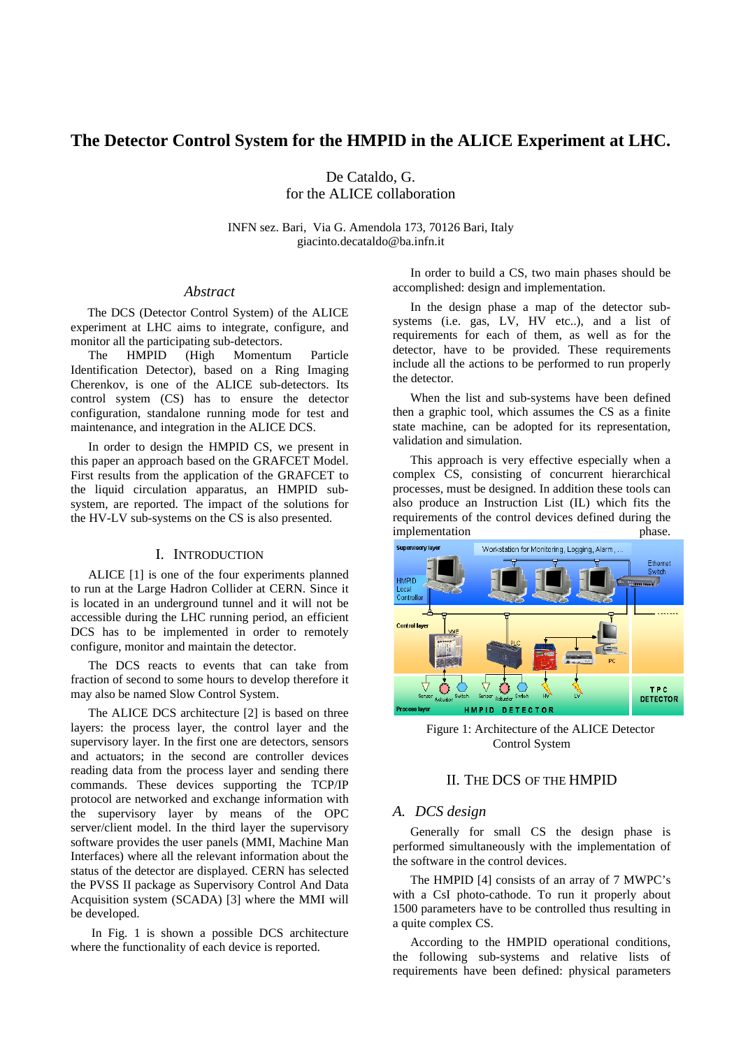# The Detector Control System for the HMPID in the ALICE Experiment at LHC.

De Cataldo, G.
for the ALICE collaboration

INFN sez. Bari, Via G. Amendola 173, 70126 Bari, Italy
giacinto.decataldo@ba.infn.it

### *Abstract*

The DCS (Detector Control System) of the ALICE experiment at LHC aims to integrate, configure, and monitor all the participating sub-detectors.
The HMPID (High Momentum Particle Identification Detector), based on a Ring Imaging Cherenkov, is one of the ALICE sub-detectors. Its control system (CS) has to ensure the detector configuration, standalone running mode for test and maintenance, and integration in the ALICE DCS.

In order to design the HMPID CS, we present in this paper an approach based on the GRAFCET Model. First results from the application of the GRAFCET to the liquid circulation apparatus, an HMPID sub-system, are reported. The impact of the solutions for the HV-LV sub-systems on the CS is also presented.

## I. Introduction

ALICE [1] is one of the four experiments planned to run at the Large Hadron Collider at CERN. Since it is located in an underground tunnel and it will not be accessible during the LHC running period, an efficient DCS has to be implemented in order to remotely configure, monitor and maintain the detector.

The DCS reacts to events that can take from fraction of second to some hours to develop therefore it may also be named Slow Control System.

The ALICE DCS architecture [2] is based on three layers: the process layer, the control layer and the supervisory layer. In the first one are detectors, sensors and actuators; in the second are controller devices reading data from the process layer and sending there commands. These devices supporting the TCP/IP protocol are networked and exchange information with the supervisory layer by means of the OPC server/client model. In the third layer the supervisory software provides the user panels (MMI, Machine Man Interfaces) where all the relevant information about the status of the detector are displayed. CERN has selected the PVSS II package as Supervisory Control And Data Acquisition system (SCADA) [3] where the MMI will be developed.

In Fig. 1 is shown a possible DCS architecture where the functionality of each device is reported.

In order to build a CS, two main phases should be accomplished: design and implementation.

In the design phase a map of the detector sub-systems (i.e. gas, LV, HV etc..), and a list of requirements for each of them, as well as for the detector, have to be provided. These requirements include all the actions to be performed to run properly the detector.

When the list and sub-systems have been defined then a graphic tool, which assumes the CS as a finite state machine, can be adopted for its representation, validation and simulation.

This approach is very effective especially when a complex CS, consisting of concurrent hierarchical processes, must be designed. In addition these tools can also produce an Instruction List (IL) which fits the requirements of the control devices defined during the implementation phase.

Supervisory layer
Workstation for Monitoring, Logging, Alarm, ...
HMPID Local Controller
Ethernet Switch
Control layer
VME
PLC
PC
Sensor Actuator Switch Sensor Actuator Switch HV LV
Process layer
HMPID DETECTOR
TPC DETECTOR

Figure 1: Architecture of the ALICE Detector Control System

## II. The DCS of the HMPID

### *A. DCS design*

Generally for small CS the design phase is performed simultaneously with the implementation of the software in the control devices.

The HMPID [4] consists of an array of 7 MWPC's with a CsI photo-cathode. To run it properly about 1500 parameters have to be controlled thus resulting in a quite complex CS.

According to the HMPID operational conditions, the following sub-systems and relative lists of requirements have been defined: physical parameters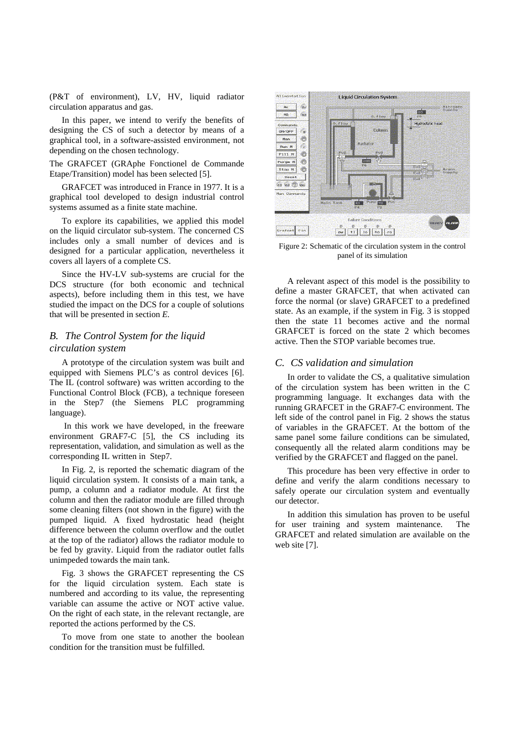(P&T of environment), LV, HV, liquid radiator circulation apparatus and gas.

In this paper, we intend to verify the benefits of designing the CS of such a detector by means of a graphical tool, in a software-assisted environment, not depending on the chosen technology.

The GRAFCET (GRAphe Fonctionel de Commande Etape/Transition) model has been selected [5].

GRAFCET was introduced in France in 1977. It is a graphical tool developed to design industrial control systems assumed as a finite state machine.

To explore its capabilities, we applied this model on the liquid circulator sub-system. The concerned CS includes only a small number of devices and is designed for a particular application, nevertheless it covers all layers of a complete CS.

Since the HV-LV sub-systems are crucial for the DCS structure (for both economic and technical aspects), before including them in this test, we have studied the impact on the DCS for a couple of solutions that will be presented in section *E*.

### *B. The Control System for the liquid circulation system*

A prototype of the circulation system was built and equipped with Siemens PLC's as control devices [6]. The IL (control software) was written according to the Functional Control Block (FCB), a technique foreseen in the Step7 (the Siemens PLC programming language).

In this work we have developed, in the freeware environment GRAF7-C [5], the CS including its representation, validation, and simulation as well as the corresponding IL written in Step7.

In Fig. 2, is reported the schematic diagram of the liquid circulation system. It consists of a main tank, a pump, a column and a radiator module. At first the column and then the radiator module are filled through some cleaning filters (not shown in the figure) with the pumped liquid. A fixed hydrostatic head (height difference between the column overflow and the outlet at the top of the radiator) allows the radiator module to be fed by gravity. Liquid from the radiator outlet falls unimpeded towards the main tank.

Fig. 3 shows the GRAFCET representing the CS for the liquid circulation system. Each state is numbered and according to its value, the representing variable can assume the active or NOT active value. On the right of each state, in the relevant rectangle, are reported the actions performed by the CS.

To move from one state to another the boolean condition for the transition must be fulfilled.

Alimentation
Liquid Circulation System
Ar
N2
Commands
ON/OFF
Man
Run M
Fill M
Purge M
Stop M
Reset
Man Commands
Nitrogen Supply
O.flow
Hydrostatic head
Column
Radiator
Argon Supply
Main Tank
Pump
Failure Conditions
Grafcet
Fin
READY
ALARM

Figure 2: Schematic of the circulation system in the control panel of its simulation

A relevant aspect of this model is the possibility to define a master GRAFCET, that when activated can force the normal (or slave) GRAFCET to a predefined state. As an example, if the system in Fig. 3 is stopped then the state 11 becomes active and the normal GRAFCET is forced on the state 2 which becomes active. Then the STOP variable becomes true.

### *C. CS validation and simulation*

In order to validate the CS, a qualitative simulation of the circulation system has been written in the C programming language. It exchanges data with the running GRAFCET in the GRAF7-C environment. The left side of the control panel in Fig. 2 shows the status of variables in the GRAFCET. At the bottom of the same panel some failure conditions can be simulated, consequently all the related alarm conditions may be verified by the GRAFCET and flagged on the panel.

This procedure has been very effective in order to define and verify the alarm conditions necessary to safely operate our circulation system and eventually our detector.

In addition this simulation has proven to be useful for user training and system maintenance. The GRAFCET and related simulation are available on the web site [7].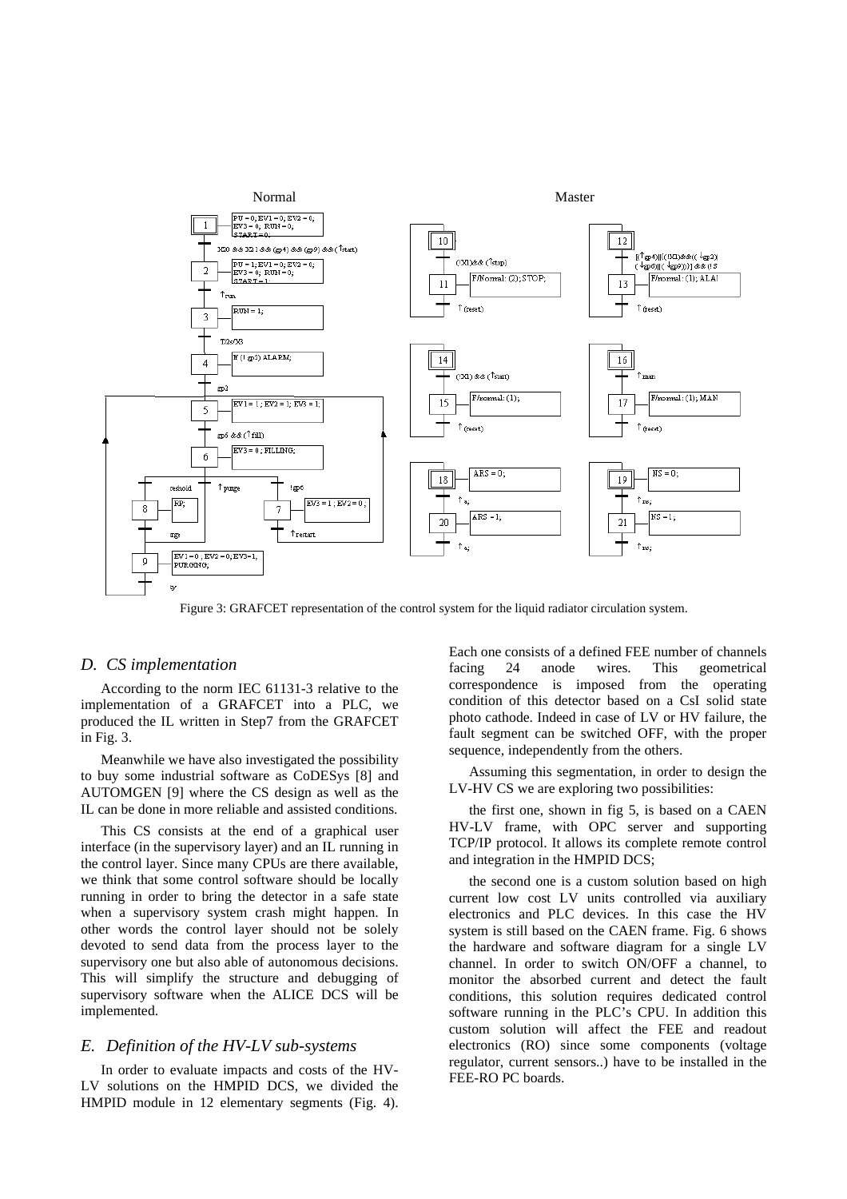Normal

Master

Figure 3: GRAFCET representation of the control system for the liquid radiator circulation system.

### D. CS implementation

According to the norm IEC 61131-3 relative to the implementation of a GRAFCET into a PLC, we produced the IL written in Step7 from the GRAFCET in Fig. 3.

Meanwhile we have also investigated the possibility to buy some industrial software as CoDESys [8] and AUTOMGEN [9] where the CS design as well as the IL can be done in more reliable and assisted conditions.

This CS consists at the end of a graphical user interface (in the supervisory layer) and an IL running in the control layer. Since many CPUs are there available, we think that some control software should be locally running in order to bring the detector in a safe state when a supervisory system crash might happen. In other words the control layer should not be solely devoted to send data from the process layer to the supervisory one but also able of autonomous decisions. This will simplify the structure and debugging of supervisory software when the ALICE DCS will be implemented.

### E. Definition of the HV-LV sub-systems

In order to evaluate impacts and costs of the HV-LV solutions on the HMPID DCS, we divided the HMPID module in 12 elementary segments (Fig. 4). Each one consists of a defined FEE number of channels facing 24 anode wires. This geometrical correspondence is imposed from the operating condition of this detector based on a CsI solid state photo cathode. Indeed in case of LV or HV failure, the fault segment can be switched OFF, with the proper sequence, independently from the others.

Assuming this segmentation, in order to design the LV-HV CS we are exploring two possibilities:

the first one, shown in fig 5, is based on a CAEN HV-LV frame, with OPC server and supporting TCP/IP protocol. It allows its complete remote control and integration in the HMPID DCS;

the second one is a custom solution based on high current low cost LV units controlled via auxiliary electronics and PLC devices. In this case the HV system is still based on the CAEN frame. Fig. 6 shows the hardware and software diagram for a single LV channel. In order to switch ON/OFF a channel, to monitor the absorbed current and detect the fault conditions, this solution requires dedicated control software running in the PLC's CPU. In addition this custom solution will affect the FEE and readout electronics (RO) since some components (voltage regulator, current sensors..) have to be installed in the FEE-RO PC boards.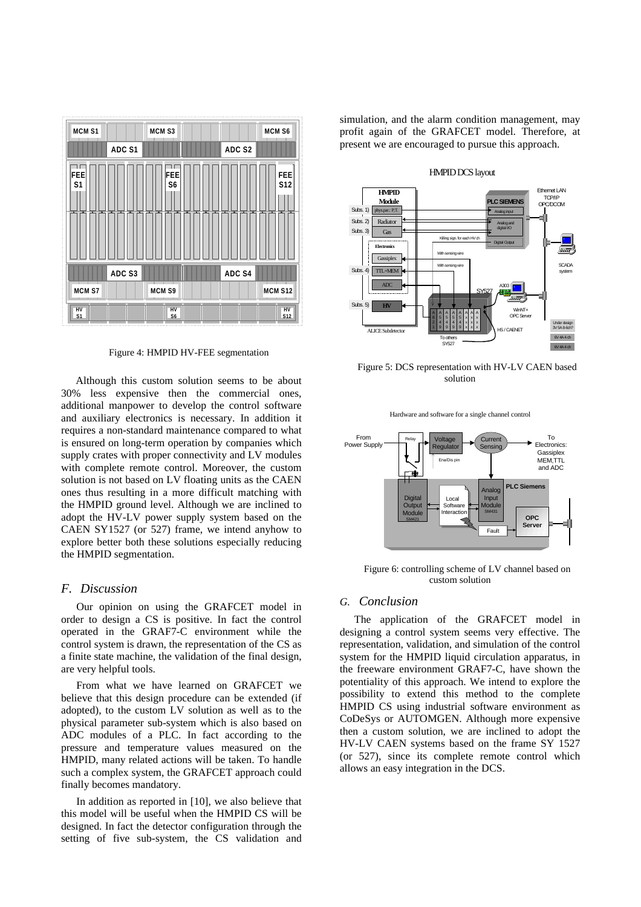MCM S1

MCM S3

MCM S6

ADC S1

ADC S2

FEE S1

FEE S6

FEE S12

ADC S3

ADC S4

MCM S7

MCM S9

MCM S12

HV S1

HV S6

HV S12

Figure 4: HMPID HV-FEE segmentation

Although this custom solution seems to be about 30% less expensive then the commercial ones, additional manpower to develop the control software and auxiliary electronics is necessary. In addition it requires a non-standard maintenance compared to what is ensured on long-term operation by companies which supply crates with proper connectivity and LV modules with complete remote control. Moreover, the custom solution is not based on LV floating units as the CAEN ones thus resulting in a more difficult matching with the HMPID ground level. Although we are inclined to adopt the HV-LV power supply system based on the CAEN SY1527 (or 527) frame, we intend anyhow to explore better both these solutions especially reducing the HMPID segmentation.

## *F. Discussion*

Our opinion on using the GRAFCET model in order to design a CS is positive. In fact the control operated in the GRAF7-C environment while the control system is drawn, the representation of the CS as a finite state machine, the validation of the final design, are very helpful tools.

From what we have learned on GRAFCET we believe that this design procedure can be extended (if adopted), to the custom LV solution as well as to the physical parameter sub-system which is also based on ADC modules of a PLC. In fact according to the pressure and temperature values measured on the HMPID, many related actions will be taken. To handle such a complex system, the GRAFCET approach could finally becomes mandatory.

In addition as reported in [10], we also believe that this model will be useful when the HMPID CS will be designed. In fact the detector configuration through the setting of five sub-system, the CS validation and simulation, and the alarm condition management, may profit again of the GRAFCET model. Therefore, at present we are encouraged to pursue this approach.

HMPID DCS layout

HMPID Module

PLC SIEMENS

Ethernet LAN TCP/IP OPC/DCOM

Subs. 1) phys.par.: P,T.

Analog input

Subs. 2) Radiator

Analog and digital I/O

Subs. 3) Gas

Killing sign. for each HV ch

Digital Output

Electronics

Gassiplex

With sensing wire

With sensing wire

Subs. 4) TTL+MEM

SCADA system

ADC

A303

SY527

Subs. 5) HV

WinNT+ OPC Server

ALICE Subdetector

HS / CAENET

To others SY527

Under design 3V 5A 8-6ch?

6V 4A 4 ch

6V 4A 4 ch

Figure 5: DCS representation with HV-LV CAEN based solution

Hardware and software for a single channel control

From Power Supply

Relay

Voltage Regulator

Current Sensing

To Electronics: Gassiplex MEM,TTL and ADC

Ena/Dis pin

PLC Siemens

Digital Output Module SM421

Local Software Interaction

Analog Input Module SM431

OPC Server

Fault

Figure 6: controlling scheme of LV channel based on custom solution

## *G. Conclusion*

The application of the GRAFCET model in designing a control system seems very effective. The representation, validation, and simulation of the control system for the HMPID liquid circulation apparatus, in the freeware environment GRAF7-C, have shown the potentiality of this approach. We intend to explore the possibility to extend this method to the complete HMPID CS using industrial software environment as CoDeSys or AUTOMGEN. Although more expensive then a custom solution, we are inclined to adopt the HV-LV CAEN systems based on the frame SY 1527 (or 527), since its complete remote control which allows an easy integration in the DCS.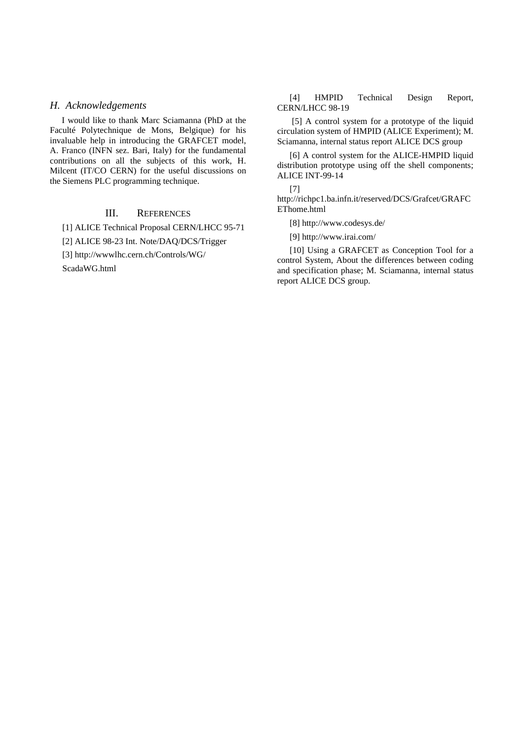### H. Acknowledgements

I would like to thank Marc Sciamanna (PhD at the Faculté Polytechnique de Mons, Belgique) for his invaluable help in introducing the GRAFCET model, A. Franco (INFN sez. Bari, Italy) for the fundamental contributions on all the subjects of this work, H. Milcent (IT/CO CERN) for the useful discussions on the Siemens PLC programming technique.

## III. References

[1] ALICE Technical Proposal CERN/LHCC 95-71

[2] ALICE 98-23 Int. Note/DAQ/DCS/Trigger

[3] http://wwwlhc.cern.ch/Controls/WG/ScadaWG.html

[4] HMPID Technical Design Report, CERN/LHCC 98-19

[5] A control system for a prototype of the liquid circulation system of HMPID (ALICE Experiment); M. Sciamanna, internal status report ALICE DCS group

[6] A control system for the ALICE-HMPID liquid distribution prototype using off the shell components; ALICE INT-99-14

[7] http://richpc1.ba.infn.it/reserved/DCS/Grafcet/GRAFCEThome.html

[8] http://www.codesys.de/

[9] http://www.irai.com/

[10] Using a GRAFCET as Conception Tool for a control System, About the differences between coding and specification phase; M. Sciamanna, internal status report ALICE DCS group.